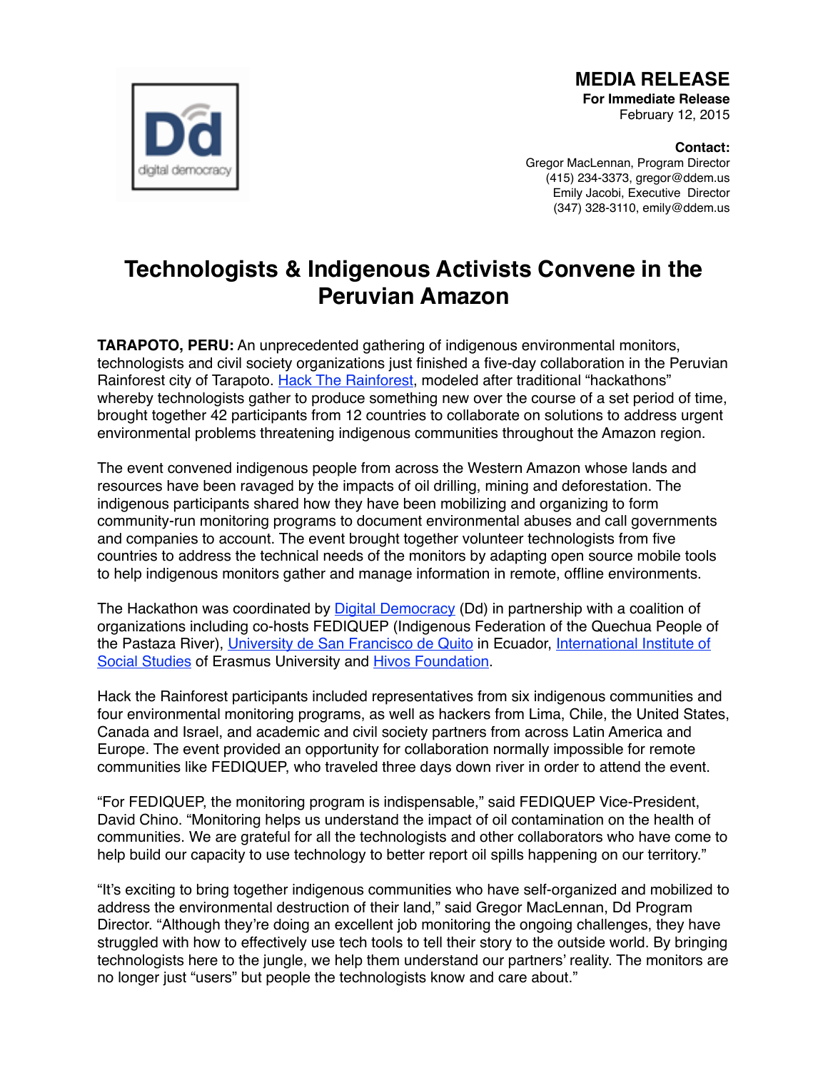digital democracy

**MEDIA RELEASE**
**For Immediate Release**
February 12, 2015

**Contact:**
Gregor MacLennan, Program Director
(415) 234-3373, gregor@ddem.us
Emily Jacobi, Executive Director
(347) 328-3110, emily@ddem.us

# Technologists & Indigenous Activists Convene in the Peruvian Amazon

**TARAPOTO, PERU:** An unprecedented gathering of indigenous environmental monitors, technologists and civil society organizations just finished a five-day collaboration in the Peruvian Rainforest city of Tarapoto. Hack The Rainforest, modeled after traditional "hackathons" whereby technologists gather to produce something new over the course of a set period of time, brought together 42 participants from 12 countries to collaborate on solutions to address urgent environmental problems threatening indigenous communities throughout the Amazon region.

The event convened indigenous people from across the Western Amazon whose lands and resources have been ravaged by the impacts of oil drilling, mining and deforestation. The indigenous participants shared how they have been mobilizing and organizing to form community-run monitoring programs to document environmental abuses and call governments and companies to account. The event brought together volunteer technologists from five countries to address the technical needs of the monitors by adapting open source mobile tools to help indigenous monitors gather and manage information in remote, offline environments.

The Hackathon was coordinated by Digital Democracy (Dd) in partnership with a coalition of organizations including co-hosts FEDIQUEP (Indigenous Federation of the Quechua People of the Pastaza River), University de San Francisco de Quito in Ecuador, International Institute of Social Studies of Erasmus University and Hivos Foundation.

Hack the Rainforest participants included representatives from six indigenous communities and four environmental monitoring programs, as well as hackers from Lima, Chile, the United States, Canada and Israel, and academic and civil society partners from across Latin America and Europe. The event provided an opportunity for collaboration normally impossible for remote communities like FEDIQUEP, who traveled three days down river in order to attend the event.

"For FEDIQUEP, the monitoring program is indispensable," said FEDIQUEP Vice-President, David Chino. "Monitoring helps us understand the impact of oil contamination on the health of communities. We are grateful for all the technologists and other collaborators who have come to help build our capacity to use technology to better report oil spills happening on our territory."

"It's exciting to bring together indigenous communities who have self-organized and mobilized to address the environmental destruction of their land," said Gregor MacLennan, Dd Program Director. "Although they're doing an excellent job monitoring the ongoing challenges, they have struggled with how to effectively use tech tools to tell their story to the outside world. By bringing technologists here to the jungle, we help them understand our partners' reality. The monitors are no longer just "users" but people the technologists know and care about."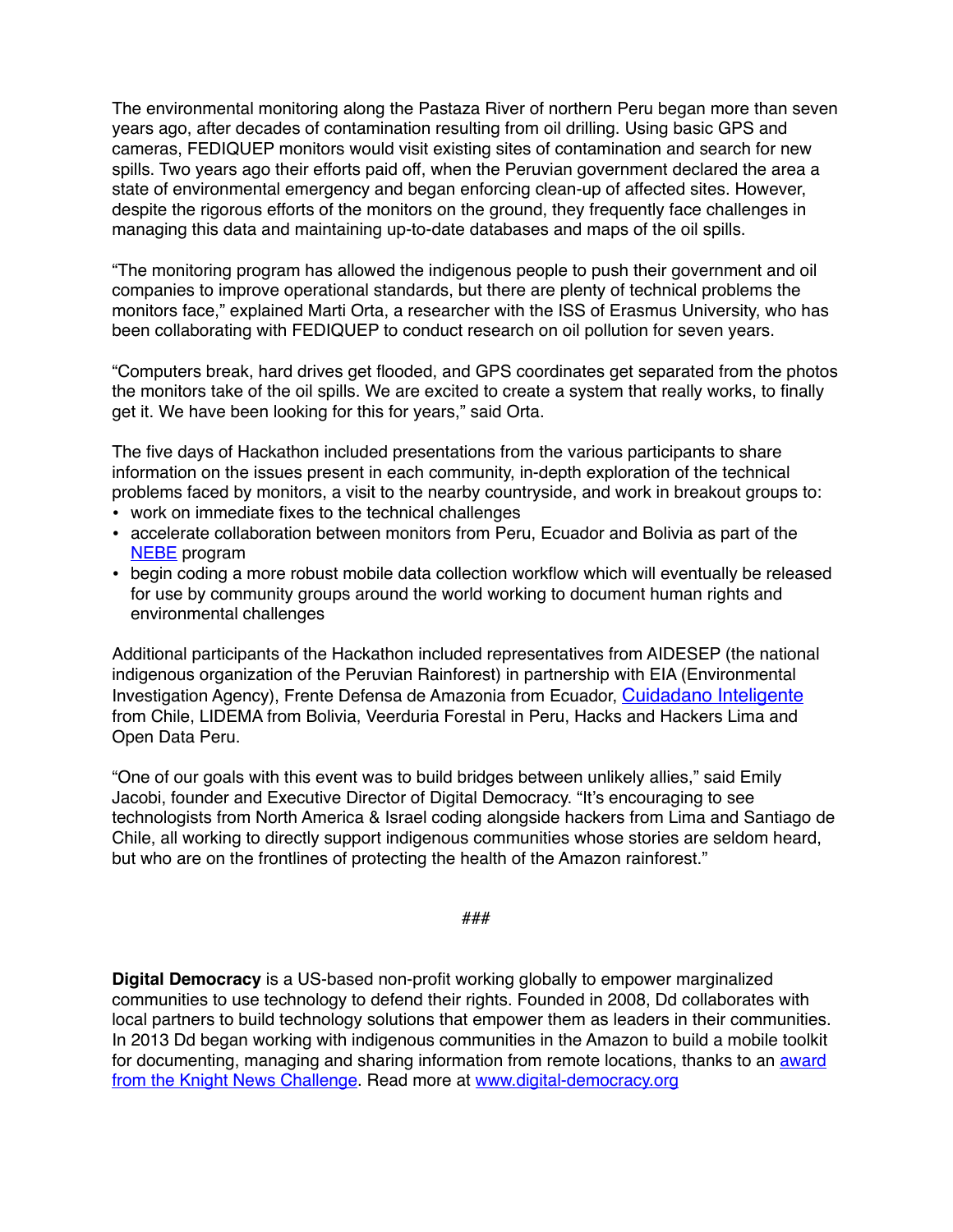The environmental monitoring along the Pastaza River of northern Peru began more than seven years ago, after decades of contamination resulting from oil drilling. Using basic GPS and cameras, FEDIQUEP monitors would visit existing sites of contamination and search for new spills. Two years ago their efforts paid off, when the Peruvian government declared the area a state of environmental emergency and began enforcing clean-up of affected sites. However, despite the rigorous efforts of the monitors on the ground, they frequently face challenges in managing this data and maintaining up-to-date databases and maps of the oil spills.

“The monitoring program has allowed the indigenous people to push their government and oil companies to improve operational standards, but there are plenty of technical problems the monitors face,” explained Marti Orta, a researcher with the ISS of Erasmus University, who has been collaborating with FEDIQUEP to conduct research on oil pollution for seven years.

“Computers break, hard drives get flooded, and GPS coordinates get separated from the photos the monitors take of the oil spills. We are excited to create a system that really works, to finally get it. We have been looking for this for years,” said Orta.

The five days of Hackathon included presentations from the various participants to share information on the issues present in each community, in-depth exploration of the technical problems faced by monitors, a visit to the nearby countryside, and work in breakout groups to:

- work on immediate fixes to the technical challenges
- accelerate collaboration between monitors from Peru, Ecuador and Bolivia as part of the NEBE program
- begin coding a more robust mobile data collection workflow which will eventually be released for use by community groups around the world working to document human rights and environmental challenges

Additional participants of the Hackathon included representatives from AIDESEP (the national indigenous organization of the Peruvian Rainforest) in partnership with EIA (Environmental Investigation Agency), Frente Defensa de Amazonia from Ecuador, Cuidadano Inteligente from Chile, LIDEMA from Bolivia, Veerduria Forestal in Peru, Hacks and Hackers Lima and Open Data Peru.

“One of our goals with this event was to build bridges between unlikely allies,” said Emily Jacobi, founder and Executive Director of Digital Democracy. “It’s encouraging to see technologists from North America & Israel coding alongside hackers from Lima and Santiago de Chile, all working to directly support indigenous communities whose stories are seldom heard, but who are on the frontlines of protecting the health of the Amazon rainforest.”

###

**Digital Democracy** is a US-based non-profit working globally to empower marginalized communities to use technology to defend their rights. Founded in 2008, Dd collaborates with local partners to build technology solutions that empower them as leaders in their communities. In 2013 Dd began working with indigenous communities in the Amazon to build a mobile toolkit for documenting, managing and sharing information from remote locations, thanks to an award from the Knight News Challenge. Read more at www.digital-democracy.org